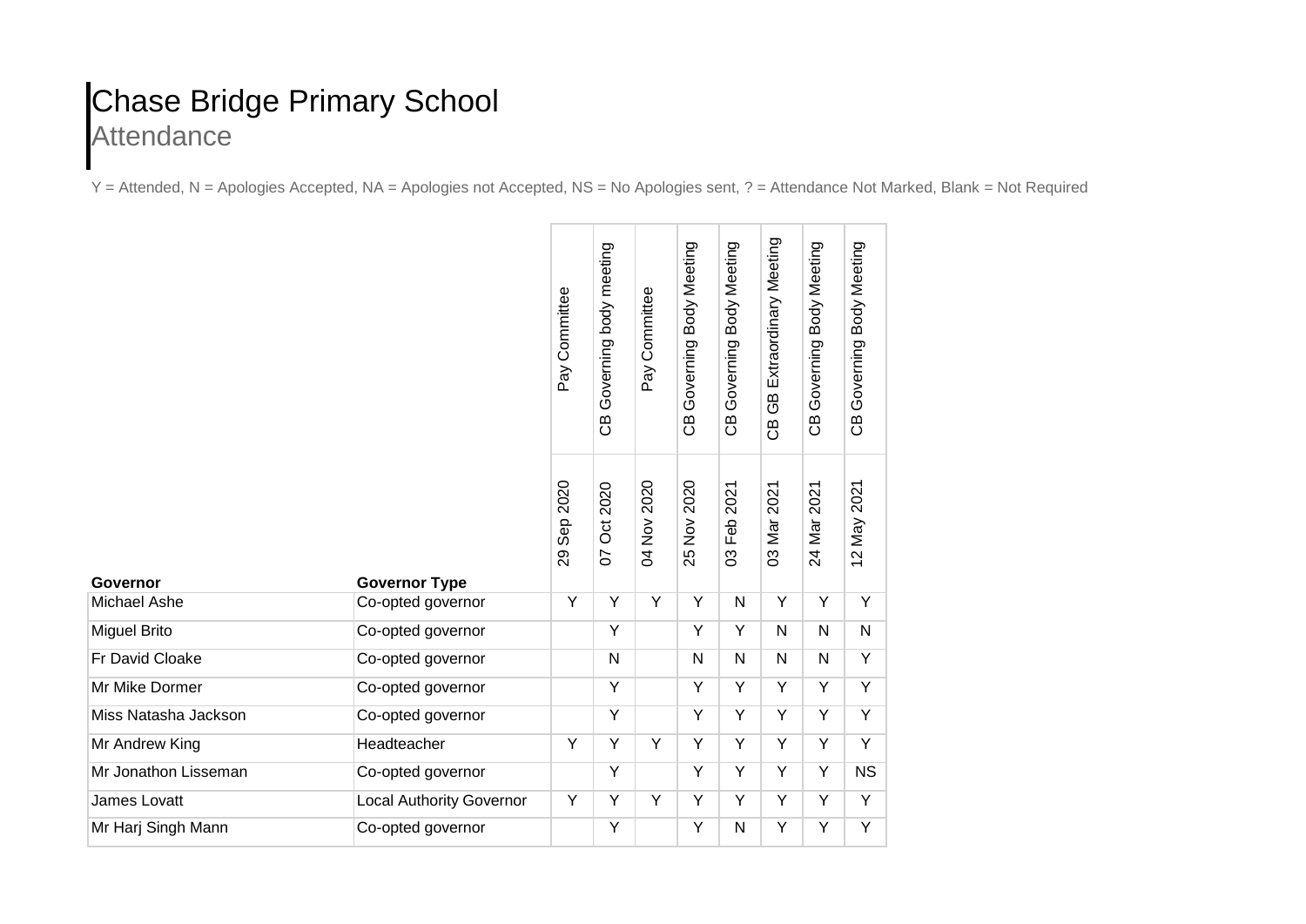# Chase Bridge Primary School

## Attendance

Y = Attended, N = Apologies Accepted, NA = Apologies not Accepted, NS = No Apologies sent, ? = Attendance Not Marked, Blank = Not Required

| | | Pay Committee | CB Governing body meeting | Pay Committee | CB Governing Body Meeting | CB Governing Body Meeting | CB GB Extraordinary Meeting | CB Governing Body Meeting | CB Governing Body Meeting |
|---|---|---|---|---|---|---|---|---|---|
| **Governor** | **Governor Type** | 29 Sep 2020 | 07 Oct 2020 | 04 Nov 2020 | 25 Nov 2020 | 03 Feb 2021 | 03 Mar 2021 | 24 Mar 2021 | 12 May 2021 |
| Michael Ashe | Co-opted governor | Y | Y | Y | Y | N | Y | Y | Y |
| Miguel Brito | Co-opted governor | | Y | | Y | Y | N | N | N |
| Fr David Cloake | Co-opted governor | | N | | N | N | N | N | Y |
| Mr Mike Dormer | Co-opted governor | | Y | | Y | Y | Y | Y | Y |
| Miss Natasha Jackson | Co-opted governor | | Y | | Y | Y | Y | Y | Y |
| Mr Andrew King | Headteacher | Y | Y | Y | Y | Y | Y | Y | Y |
| Mr Jonathon Lisseman | Co-opted governor | | Y | | Y | Y | Y | Y | NS |
| James Lovatt | Local Authority Governor | Y | Y | Y | Y | Y | Y | Y | Y |
| Mr Harj Singh Mann | Co-opted governor | | Y | | Y | N | Y | Y | Y |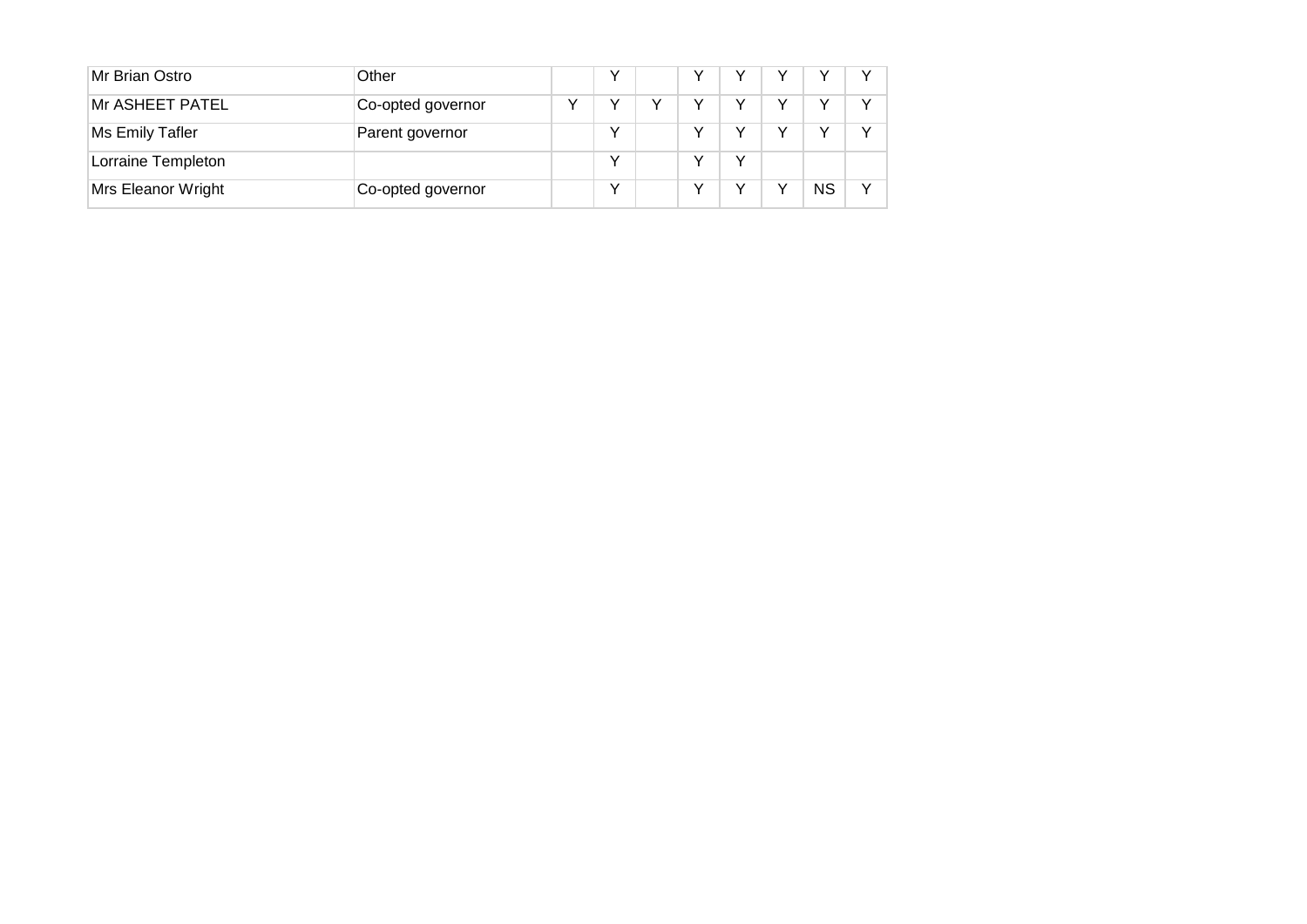| | | | | | | | | | |
|---|---|---|---|---|---|---|---|---|---|
| Mr Brian Ostro | Other | | Y | | Y | Y | Y | Y | Y |
| Mr ASHEET PATEL | Co-opted governor | Y | Y | Y | Y | Y | Y | Y | Y |
| Ms Emily Tafler | Parent governor | | Y | | Y | Y | Y | Y | Y |
| Lorraine Templeton | | | Y | | Y | Y | | | |
| Mrs Eleanor Wright | Co-opted governor | | Y | | Y | Y | Y | NS | Y |